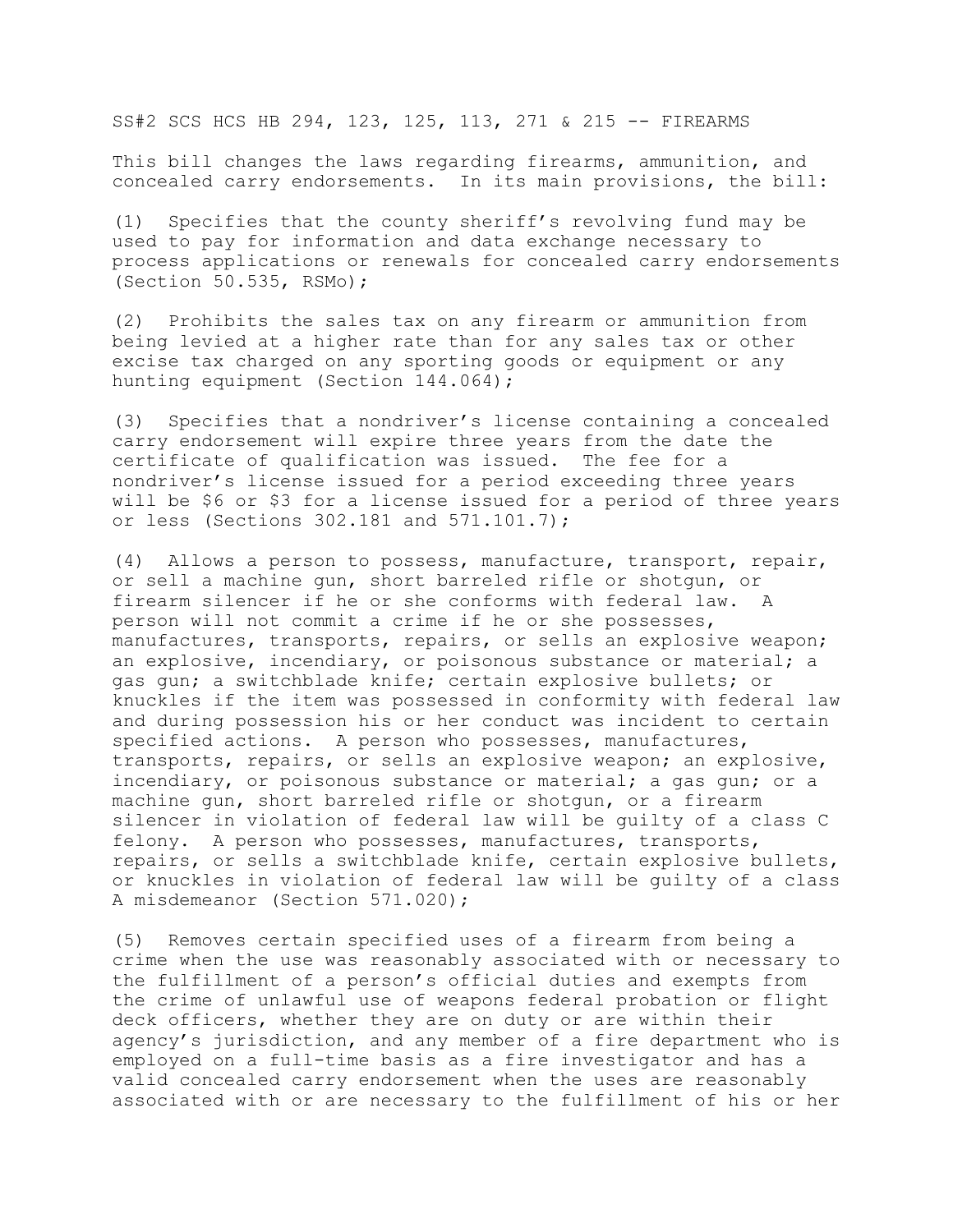SS#2 SCS HCS HB 294, 123, 125, 113, 271 & 215 -- FIREARMS

This bill changes the laws regarding firearms, ammunition, and concealed carry endorsements. In its main provisions, the bill:

(1) Specifies that the county sheriff's revolving fund may be used to pay for information and data exchange necessary to process applications or renewals for concealed carry endorsements (Section 50.535, RSMo);

(2) Prohibits the sales tax on any firearm or ammunition from being levied at a higher rate than for any sales tax or other excise tax charged on any sporting goods or equipment or any hunting equipment (Section 144.064);

(3) Specifies that a nondriver's license containing a concealed carry endorsement will expire three years from the date the certificate of qualification was issued. The fee for a nondriver's license issued for a period exceeding three years will be $6 or $3 for a license issued for a period of three years or less (Sections 302.181 and 571.101.7);

(4) Allows a person to possess, manufacture, transport, repair, or sell a machine gun, short barreled rifle or shotgun, or firearm silencer if he or she conforms with federal law. A person will not commit a crime if he or she possesses, manufactures, transports, repairs, or sells an explosive weapon; an explosive, incendiary, or poisonous substance or material; a gas gun; a switchblade knife; certain explosive bullets; or knuckles if the item was possessed in conformity with federal law and during possession his or her conduct was incident to certain specified actions. A person who possesses, manufactures, transports, repairs, or sells an explosive weapon; an explosive, incendiary, or poisonous substance or material; a gas gun; or a machine gun, short barreled rifle or shotgun, or a firearm silencer in violation of federal law will be guilty of a class C felony. A person who possesses, manufactures, transports, repairs, or sells a switchblade knife, certain explosive bullets, or knuckles in violation of federal law will be guilty of a class A misdemeanor (Section 571.020);

(5) Removes certain specified uses of a firearm from being a crime when the use was reasonably associated with or necessary to the fulfillment of a person's official duties and exempts from the crime of unlawful use of weapons federal probation or flight deck officers, whether they are on duty or are within their agency's jurisdiction, and any member of a fire department who is employed on a full-time basis as a fire investigator and has a valid concealed carry endorsement when the uses are reasonably associated with or are necessary to the fulfillment of his or her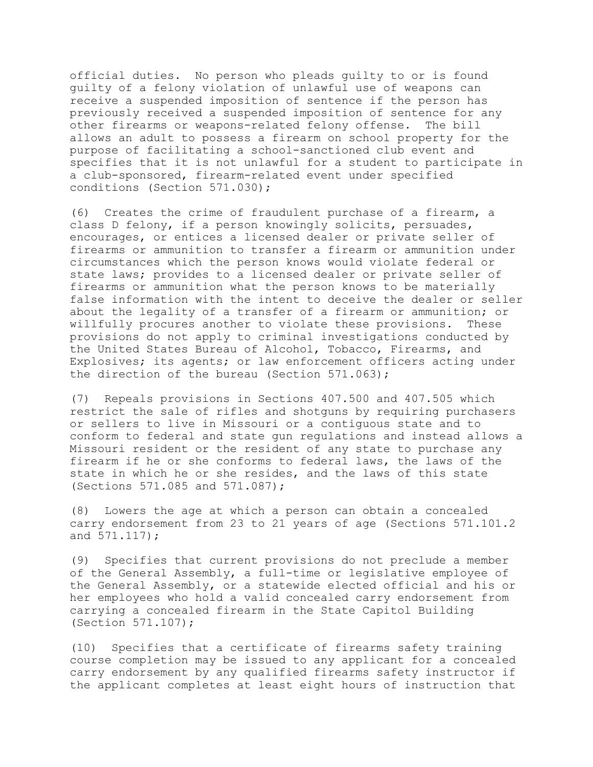official duties. No person who pleads guilty to or is found guilty of a felony violation of unlawful use of weapons can receive a suspended imposition of sentence if the person has previously received a suspended imposition of sentence for any other firearms or weapons-related felony offense. The bill allows an adult to possess a firearm on school property for the purpose of facilitating a school-sanctioned club event and specifies that it is not unlawful for a student to participate in a club-sponsored, firearm-related event under specified conditions (Section 571.030);

(6) Creates the crime of fraudulent purchase of a firearm, a class D felony, if a person knowingly solicits, persuades, encourages, or entices a licensed dealer or private seller of firearms or ammunition to transfer a firearm or ammunition under circumstances which the person knows would violate federal or state laws; provides to a licensed dealer or private seller of firearms or ammunition what the person knows to be materially false information with the intent to deceive the dealer or seller about the legality of a transfer of a firearm or ammunition; or willfully procures another to violate these provisions. These provisions do not apply to criminal investigations conducted by the United States Bureau of Alcohol, Tobacco, Firearms, and Explosives; its agents; or law enforcement officers acting under the direction of the bureau (Section 571.063);

(7) Repeals provisions in Sections 407.500 and 407.505 which restrict the sale of rifles and shotguns by requiring purchasers or sellers to live in Missouri or a contiguous state and to conform to federal and state gun regulations and instead allows a Missouri resident or the resident of any state to purchase any firearm if he or she conforms to federal laws, the laws of the state in which he or she resides, and the laws of this state (Sections 571.085 and 571.087);

(8) Lowers the age at which a person can obtain a concealed carry endorsement from 23 to 21 years of age (Sections 571.101.2 and 571.117);

(9) Specifies that current provisions do not preclude a member of the General Assembly, a full-time or legislative employee of the General Assembly, or a statewide elected official and his or her employees who hold a valid concealed carry endorsement from carrying a concealed firearm in the State Capitol Building (Section 571.107);

(10) Specifies that a certificate of firearms safety training course completion may be issued to any applicant for a concealed carry endorsement by any qualified firearms safety instructor if the applicant completes at least eight hours of instruction that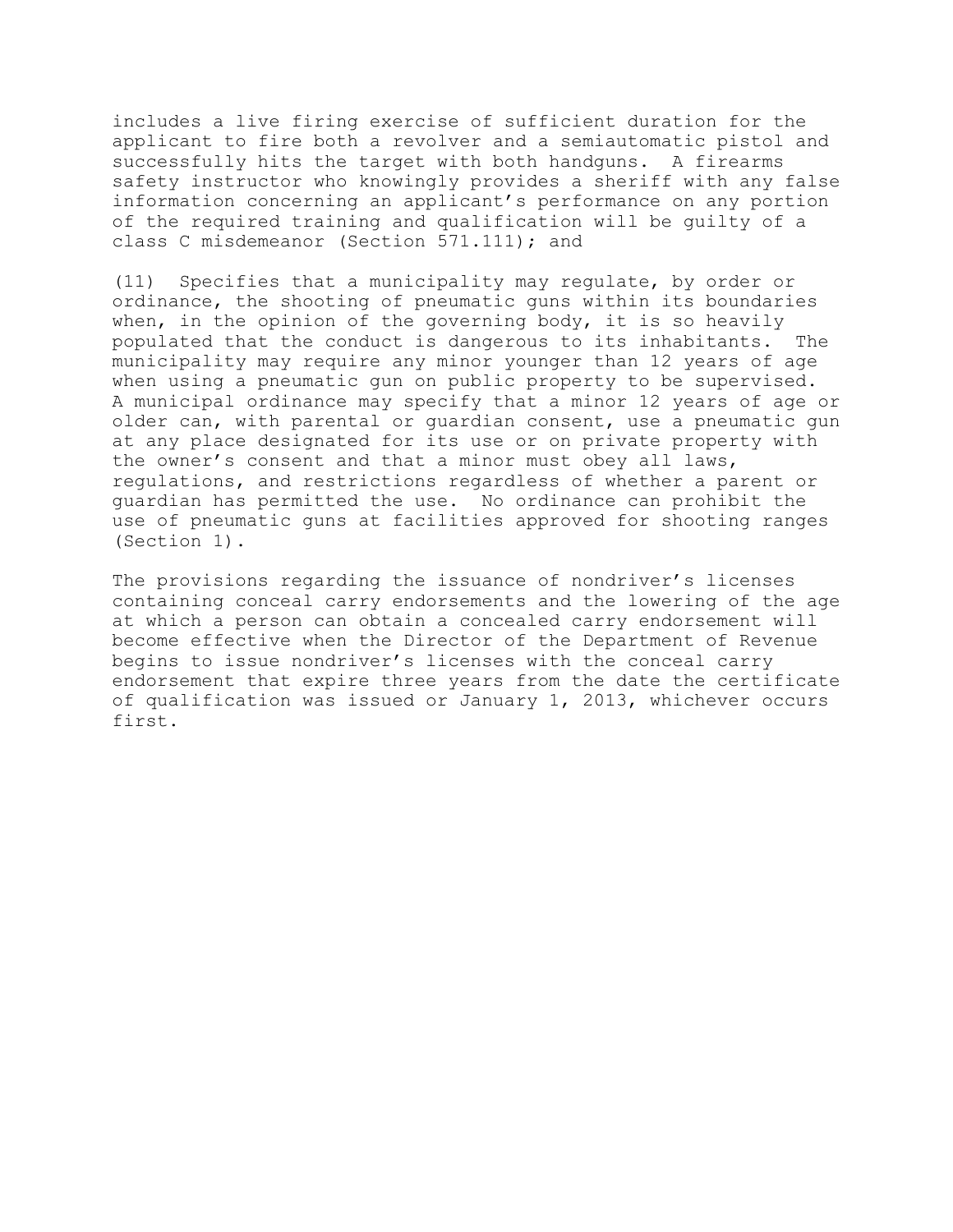includes a live firing exercise of sufficient duration for the applicant to fire both a revolver and a semiautomatic pistol and successfully hits the target with both handguns. A firearms safety instructor who knowingly provides a sheriff with any false information concerning an applicant's performance on any portion of the required training and qualification will be guilty of a class C misdemeanor (Section 571.111); and

(11) Specifies that a municipality may regulate, by order or ordinance, the shooting of pneumatic guns within its boundaries when, in the opinion of the governing body, it is so heavily populated that the conduct is dangerous to its inhabitants. The municipality may require any minor younger than 12 years of age when using a pneumatic gun on public property to be supervised. A municipal ordinance may specify that a minor 12 years of age or older can, with parental or guardian consent, use a pneumatic gun at any place designated for its use or on private property with the owner's consent and that a minor must obey all laws, regulations, and restrictions regardless of whether a parent or guardian has permitted the use. No ordinance can prohibit the use of pneumatic guns at facilities approved for shooting ranges (Section 1).

The provisions regarding the issuance of nondriver's licenses containing conceal carry endorsements and the lowering of the age at which a person can obtain a concealed carry endorsement will become effective when the Director of the Department of Revenue begins to issue nondriver's licenses with the conceal carry endorsement that expire three years from the date the certificate of qualification was issued or January 1, 2013, whichever occurs first.